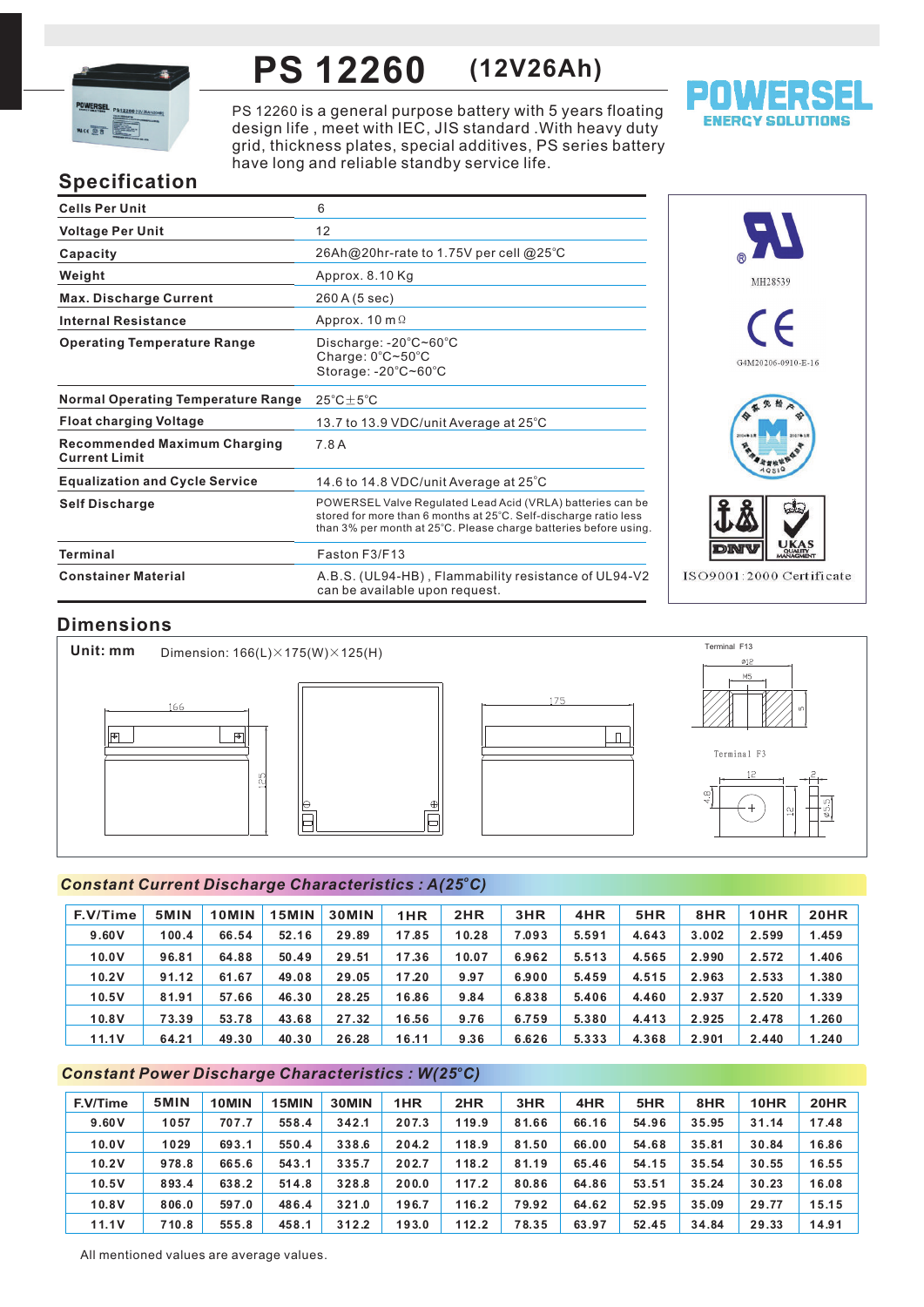# PS 12260 (12V26Ah)

POWERSEL ENERGY SOLUTIONS

PS 12260 is a general purpose battery with 5 years floating design life , meet with IEC, JIS standard .With heavy duty grid, thickness plates, special additives, PS series battery have long and reliable standby service life.

## Specification

| | |
|---|---|
| Cells Per Unit | 6 |
| Voltage Per Unit | 12 |
| Capacity | 26Ah@20hr-rate to 1.75V per cell @25℃ |
| Weight | Approx. 8.10 Kg |
| Max. Discharge Current | 260 A (5 sec) |
| Internal Resistance | Approx. 10 mΩ |
| Operating Temperature Range | Discharge: -20℃~60℃<br>Charge: 0℃~50℃<br>Storage: -20℃~60℃ |
| Normal Operating Temperature Range | 25℃±5℃ |
| Float charging Voltage | 13.7 to 13.9 VDC/unit Average at 25℃ |
| Recommended Maximum Charging Current Limit | 7.8 A |
| Equalization and Cycle Service | 14.6 to 14.8 VDC/unit Average at 25℃ |
| Self Discharge | POWERSEL Valve Regulated Lead Acid (VRLA) batteries can be stored for more than 6 months at 25℃. Self-discharge ratio less than 3% per month at 25℃. Please charge batteries before using. |
| Terminal | Faston F3/F13 |
| Constainer Material | A.B.S. (UL94-HB) , Flammability resistance of UL94-V2 can be available upon request. |

MH28539

G4M20206-0910-E-16

ISO9001:2000 Certificate

## Dimensions

Unit: mm

Dimension: 166(L)×175(W)×125(H)

Terminal F13

Terminal F3

## Constant Current Discharge Characteristics : A(25℃)

| F.V/Time | 5MIN | 10MIN | 15MIN | 30MIN | 1HR | 2HR | 3HR | 4HR | 5HR | 8HR | 10HR | 20HR |
|---|---|---|---|---|---|---|---|---|---|---|---|---|
| 9.60V | 100.4 | 66.54 | 52.16 | 29.89 | 17.85 | 10.28 | 7.093 | 5.591 | 4.643 | 3.002 | 2.599 | 1.459 |
| 10.0V | 96.81 | 64.88 | 50.49 | 29.51 | 17.36 | 10.07 | 6.962 | 5.513 | 4.565 | 2.990 | 2.572 | 1.406 |
| 10.2V | 91.12 | 61.67 | 49.08 | 29.05 | 17.20 | 9.97 | 6.900 | 5.459 | 4.515 | 2.963 | 2.533 | 1.380 |
| 10.5V | 81.91 | 57.66 | 46.30 | 28.25 | 16.86 | 9.84 | 6.838 | 5.406 | 4.460 | 2.937 | 2.520 | 1.339 |
| 10.8V | 73.39 | 53.78 | 43.68 | 27.32 | 16.56 | 9.76 | 6.759 | 5.380 | 4.413 | 2.925 | 2.478 | 1.260 |
| 11.1V | 64.21 | 49.30 | 40.30 | 26.28 | 16.11 | 9.36 | 6.626 | 5.333 | 4.368 | 2.901 | 2.440 | 1.240 |

## Constant Power Discharge Characteristics : W(25℃)

| F.V/Time | 5MIN | 10MIN | 15MIN | 30MIN | 1HR | 2HR | 3HR | 4HR | 5HR | 8HR | 10HR | 20HR |
|---|---|---|---|---|---|---|---|---|---|---|---|---|
| 9.60V | 1057 | 707.7 | 558.4 | 342.1 | 207.3 | 119.9 | 81.66 | 66.16 | 54.96 | 35.95 | 31.14 | 17.48 |
| 10.0V | 1029 | 693.1 | 550.4 | 338.6 | 204.2 | 118.9 | 81.50 | 66.00 | 54.68 | 35.81 | 30.84 | 16.86 |
| 10.2V | 978.8 | 665.6 | 543.1 | 335.7 | 202.7 | 118.2 | 81.19 | 65.46 | 54.15 | 35.54 | 30.55 | 16.55 |
| 10.5V | 893.4 | 638.2 | 514.8 | 328.8 | 200.0 | 117.2 | 80.86 | 64.86 | 53.51 | 35.24 | 30.23 | 16.08 |
| 10.8V | 806.0 | 597.0 | 486.4 | 321.0 | 196.7 | 116.2 | 79.92 | 64.62 | 52.95 | 35.09 | 29.77 | 15.15 |
| 11.1V | 710.8 | 555.8 | 458.1 | 312.2 | 193.0 | 112.2 | 78.35 | 63.97 | 52.45 | 34.84 | 29.33 | 14.91 |

All mentioned values are average values.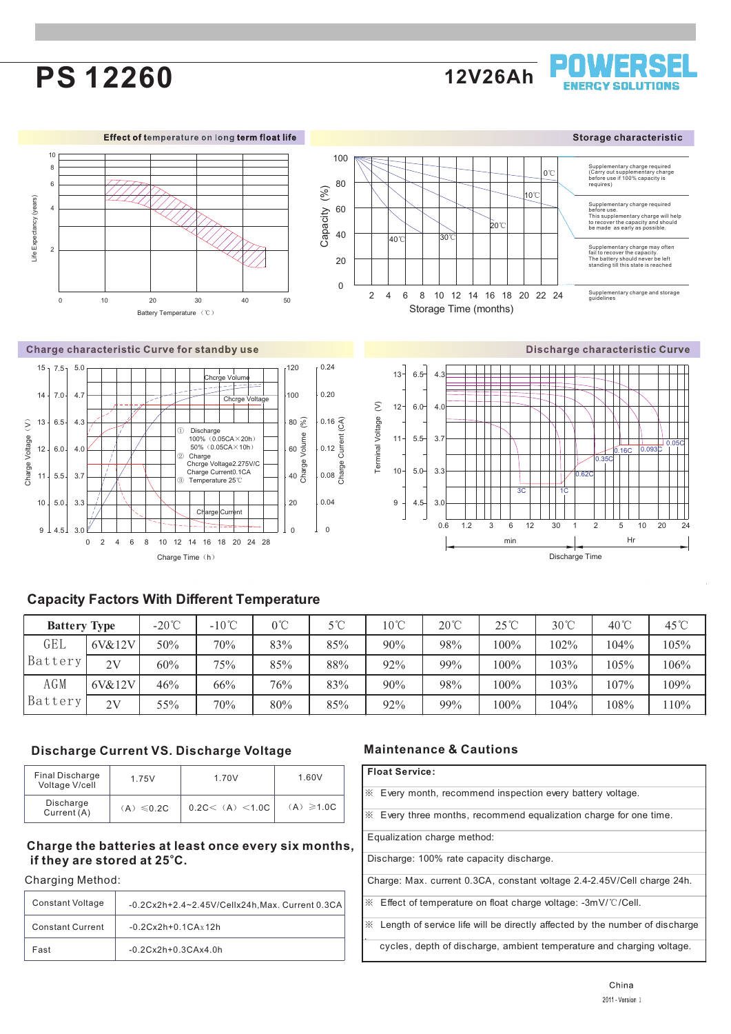# PS 12260

12V26Ah

POWERSEL
ENERGY SOLUTIONS

## Effect of temperature on long term float life

Life Expectancy (years)

10
8
6
4
2

0 10 20 30 40 50

Battery Temperature （℃）

## Storage characteristic

Capacity (%)

100
80
60
40
20
0

2 4 6 8 10 12 14 16 18 20 22 24

Storage Time (months)

0℃
10℃
20℃
30℃
40℃

Supplementary charge required (Carry out supplementary charge before use if 100% capacity is requires)

Supplementary charge required before use. This supplementary charge will help to recover the capacity and should be made as early as possible.

Supplementary charge may often fail to recover the capacity. The battery should never be left standing till this state is reached

Supplementary charge and storage guidelines

## Charge characteristic Curve for standby use

Charge Voltage (V)

15 7.5 5.0
14 7.0 4.7
13 6.5 4.3
12 6.0 4.0
11 5.5 3.7
10 5.0 3.3
9 4.5 3.0

0 2 4 6 8 10 12 14 16 18 20 24 28

Charge Time（h）

Charge Volume (%)

120
100
80
60
40
20
0

Charge Current (CA)

0.24
0.20
0.16
0.12
0.08
0.04
0

Chcrge Volume

Chcrge Voltage

Chcrge Current

① Discharge
100%（0.05CA×20h）
50%（0.05CA×10h）
② Charge
Chcrge Voltage2.275V/C
Charge Current0.1CA
③ Temperature 25℃

## Discharge characteristic Curve

Terminal Voltage (V)

13 6.5 4.3
12 6.0 4.0
11 5.5 3.7
10 5.0 3.3
9 4.5 3.0

0.6 1.2 3 6 12 30 1 2 5 10 20 24

min Hr

Discharge Time

3C 1C 0.62C 0.35C 0.16C 0.093C 0.05C

## Capacity Factors With Different Temperature

| Battery Type | | -20℃ | -10℃ | 0℃ | 5℃ | 10℃ | 20℃ | 25℃ | 30℃ | 40℃ | 45℃ |
|---|---|---|---|---|---|---|---|---|---|---|---|
| GEL Battery | 6V&12V | 50% | 70% | 83% | 85% | 90% | 98% | 100% | 102% | 104% | 105% |
| | 2V | 60% | 75% | 85% | 88% | 92% | 99% | 100% | 103% | 105% | 106% |
| AGM Battery | 6V&12V | 46% | 66% | 76% | 83% | 90% | 98% | 100% | 103% | 107% | 109% |
| | 2V | 55% | 70% | 80% | 85% | 92% | 99% | 100% | 104% | 108% | 110% |

## Discharge Current VS. Discharge Voltage

| Final Discharge Voltage V/cell | 1.75V | 1.70V | 1.60V |
|---|---|---|---|
| Discharge Current (A) | （A）≤0.2C | 0.2C<（A）<1.0C | （A）≥1.0C |

## Charge the batteries at least once every six months, if they are stored at 25°C.

Charging Method:

| | |
|---|---|
| Constant Voltage | -0.2Cx2h+2.4~2.45V/Cellx24h,Max. Current 0.3CA |
| Constant Current | -0.2Cx2h+0.1CAx12h |
| Fast | -0.2Cx2h+0.3CAx4.0h |

## Maintenance & Cautions

**Float Service:**

※ Every month, recommend inspection every battery voltage.

※ Every three months, recommend equalization charge for one time.

Equalization charge method:

Discharge: 100% rate capacity discharge.

Charge: Max. current 0.3CA, constant voltage 2.4-2.45V/Cell charge 24h.

※ Effect of temperature on float charge voltage: -3mV/℃/Cell.

※ Length of service life will be directly affected by the number of discharge cycles, depth of discharge, ambient temperature and charging voltage.

China

2011-Version 1